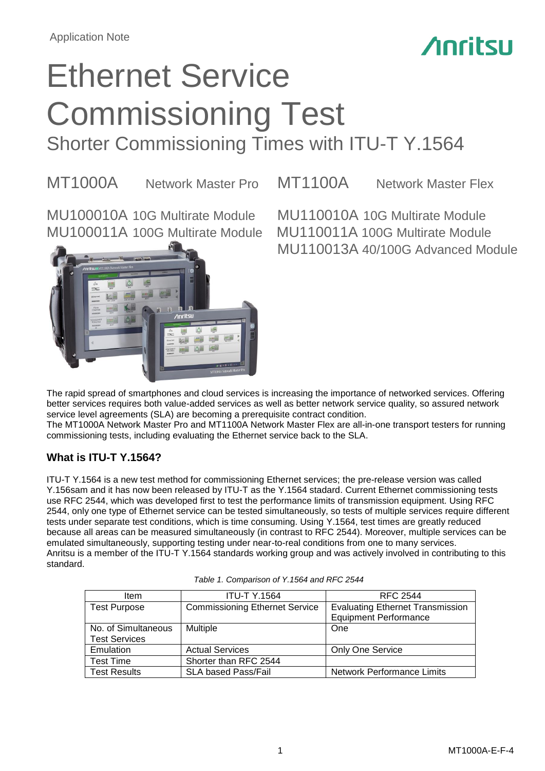Application Note

Anritsu

# Ethernet Service Commissioning Test

## Shorter Commissioning Times with ITU-T Y.1564

MT1000A Network Master Pro

MU100010A 10G Multirate Module
MU100011A 100G Multirate Module

MT1100A Network Master Flex

MU110010A 10G Multirate Module
MU110011A 100G Multirate Module
MU110013A 40/100G Advanced Module

The rapid spread of smartphones and cloud services is increasing the importance of networked services. Offering better services requires both value-added services as well as better network service quality, so assured network service level agreements (SLA) are becoming a prerequisite contract condition.
The MT1000A Network Master Pro and MT1100A Network Master Flex are all-in-one transport testers for running commissioning tests, including evaluating the Ethernet service back to the SLA.

### What is ITU-T Y.1564?

ITU-T Y.1564 is a new test method for commissioning Ethernet services; the pre-release version was called Y.156sam and it has now been released by ITU-T as the Y.1564 stadard. Current Ethernet commissioning tests use RFC 2544, which was developed first to test the performance limits of transmission equipment. Using RFC 2544, only one type of Ethernet service can be tested simultaneously, so tests of multiple services require different tests under separate test conditions, which is time consuming. Using Y.1564, test times are greatly reduced because all areas can be measured simultaneously (in contrast to RFC 2544). Moreover, multiple services can be emulated simultaneously, supporting testing under near-to-real conditions from one to many services.
Anritsu is a member of the ITU-T Y.1564 standards working group and was actively involved in contributing to this standard.

*Table 1. Comparison of Y.1564 and RFC 2544*

| Item | ITU-T Y.1564 | RFC 2544 |
|---|---|---|
| Test Purpose | Commissioning Ethernet Service | Evaluating Ethernet Transmission Equipment Performance |
| No. of Simultaneous Test Services | Multiple | One |
| Emulation | Actual Services | Only One Service |
| Test Time | Shorter than RFC 2544 | |
| Test Results | SLA based Pass/Fail | Network Performance Limits |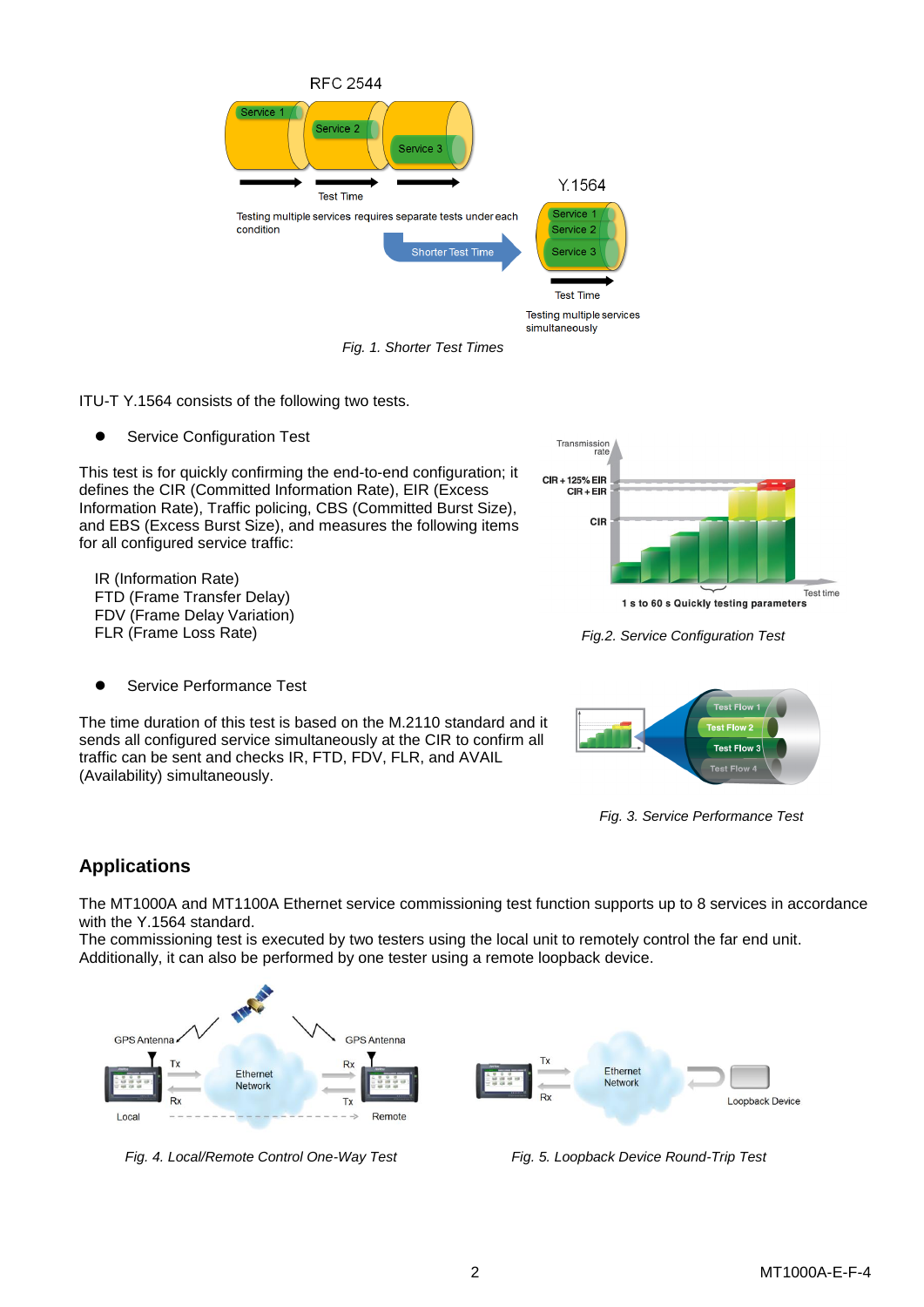Fig. 1. Shorter Test Times

ITU-T Y.1564 consists of the following two tests.

- Service Configuration Test

This test is for quickly confirming the end-to-end configuration; it defines the CIR (Committed Information Rate), EIR (Excess Information Rate), Traffic policing, CBS (Committed Burst Size), and EBS (Excess Burst Size), and measures the following items for all configured service traffic:

IR (Information Rate)
FTD (Frame Transfer Delay)
FDV (Frame Delay Variation)
FLR (Frame Loss Rate)

Fig.2. Service Configuration Test

- Service Performance Test

The time duration of this test is based on the M.2110 standard and it sends all configured service simultaneously at the CIR to confirm all traffic can be sent and checks IR, FTD, FDV, FLR, and AVAIL (Availability) simultaneously.

Fig. 3. Service Performance Test

## Applications

The MT1000A and MT1100A Ethernet service commissioning test function supports up to 8 services in accordance with the Y.1564 standard.
The commissioning test is executed by two testers using the local unit to remotely control the far end unit. Additionally, it can also be performed by one tester using a remote loopback device.

Fig. 4. Local/Remote Control One-Way Test

Fig. 5. Loopback Device Round-Trip Test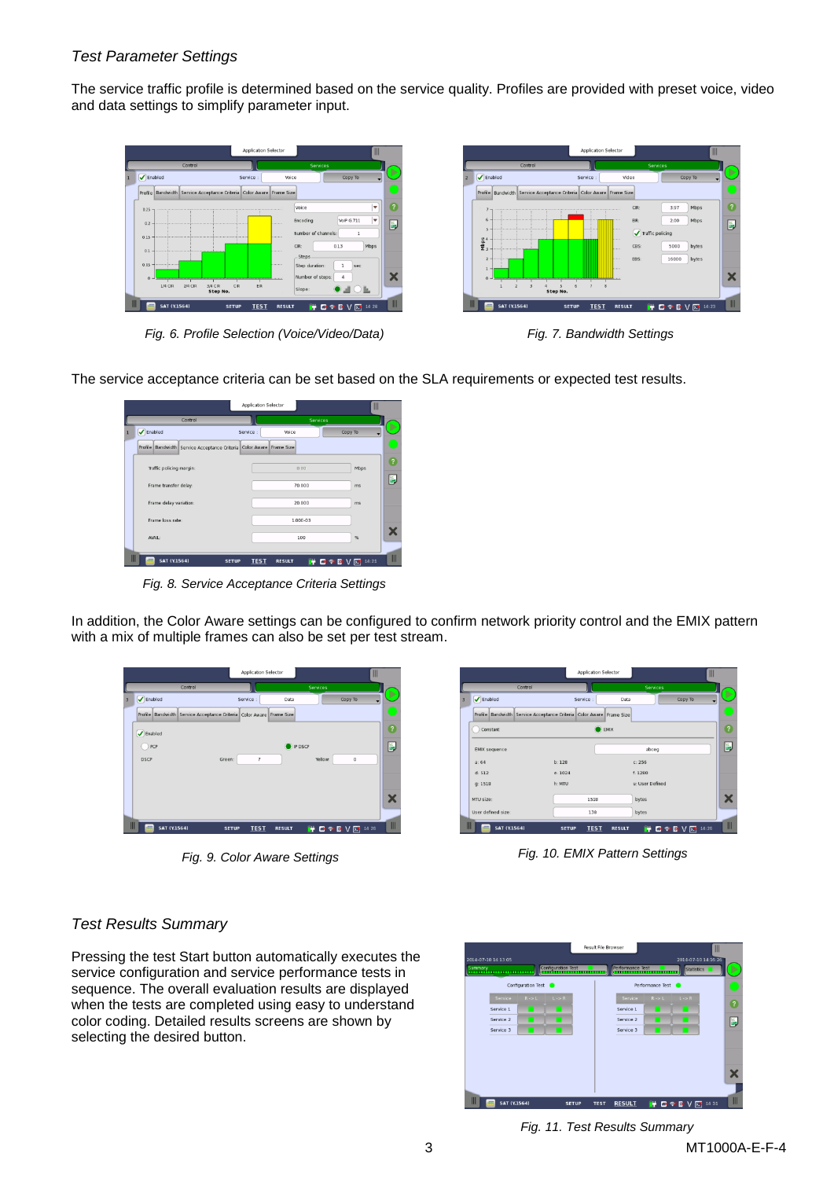### *Test Parameter Settings*

The service traffic profile is determined based on the service quality. Profiles are provided with preset voice, video and data settings to simplify parameter input.

*Fig. 6. Profile Selection (Voice/Video/Data)*

*Fig. 7. Bandwidth Settings*

The service acceptance criteria can be set based on the SLA requirements or expected test results.

*Fig. 8. Service Acceptance Criteria Settings*

In addition, the Color Aware settings can be configured to confirm network priority control and the EMIX pattern with a mix of multiple frames can also be set per test stream.

*Fig. 9. Color Aware Settings*

*Fig. 10. EMIX Pattern Settings*

### *Test Results Summary*

Pressing the test Start button automatically executes the service configuration and service performance tests in sequence. The overall evaluation results are displayed when the tests are completed using easy to understand color coding. Detailed results screens are shown by selecting the desired button.

*Fig. 11. Test Results Summary*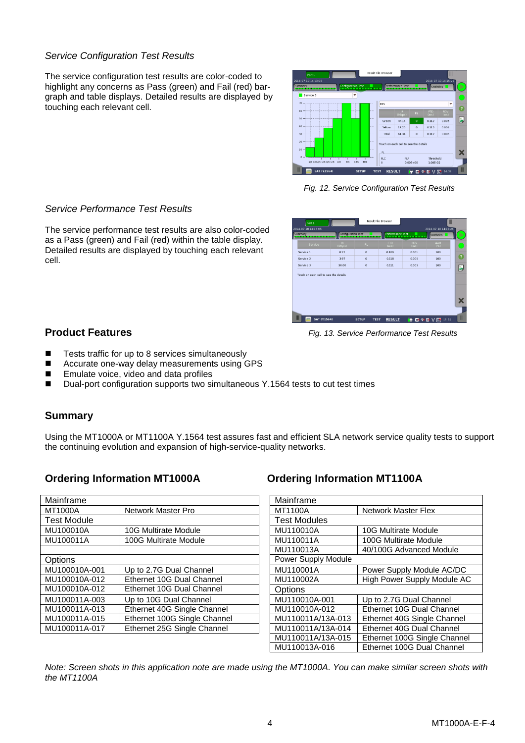*Service Configuration Test Results*

The service configuration test results are color-coded to highlight any concerns as Pass (green) and Fail (red) bar-graph and table displays. Detailed results are displayed by touching each relevant cell.

*Fig. 12. Service Configuration Test Results*

*Service Performance Test Results*

The service performance test results are also color-coded as a Pass (green) and Fail (red) within the table display. Detailed results are displayed by touching each relevant cell.

*Fig. 13. Service Performance Test Results*

## Product Features

- Tests traffic for up to 8 services simultaneously
- Accurate one-way delay measurements using GPS
- Emulate voice, video and data profiles
- Dual-port configuration supports two simultaneous Y.1564 tests to cut test times

## Summary

Using the MT1000A or MT1100A Y.1564 test assures fast and efficient SLA network service quality tests to support the continuing evolution and expansion of high-service-quality networks.

## Ordering Information MT1000A

| Mainframe | |
|---|---|
| MT1000A | Network Master Pro |
| Test Module | |
| MU100010A | 10G Multirate Module |
| MU100011A | 100G Multirate Module |
| | |
| Options | |
| MU100010A-001 | Up to 2.7G Dual Channel |
| MU100010A-012 | Ethernet 10G Dual Channel |
| MU100010A-012 | Ethernet 10G Dual Channel |
| MU100011A-003 | Up to 10G Dual Channel |
| MU100011A-013 | Ethernet 40G Single Channel |
| MU100011A-015 | Ethernet 100G Single Channel |
| MU100011A-017 | Ethernet 25G Single Channel |

## Ordering Information MT1100A

| Mainframe | |
|---|---|
| MT1100A | Network Master Flex |
| Test Modules | |
| MU110010A | 10G Multirate Module |
| MU110011A | 100G Multirate Module |
| MU110013A | 40/100G Advanced Module |
| Power Supply Module | |
| MU110001A | Power Supply Module AC/DC |
| MU110002A | High Power Supply Module AC |
| Options | |
| MU110010A-001 | Up to 2.7G Dual Channel |
| MU110010A-012 | Ethernet 10G Dual Channel |
| MU110011A/13A-013 | Ethernet 40G Single Channel |
| MU110011A/13A-014 | Ethernet 40G Dual Channel |
| MU110011A/13A-015 | Ethernet 100G Single Channel |
| MU110013A-016 | Ethernet 100G Dual Channel |

*Note: Screen shots in this application note are made using the MT1000A. You can make similar screen shots with the MT1100A*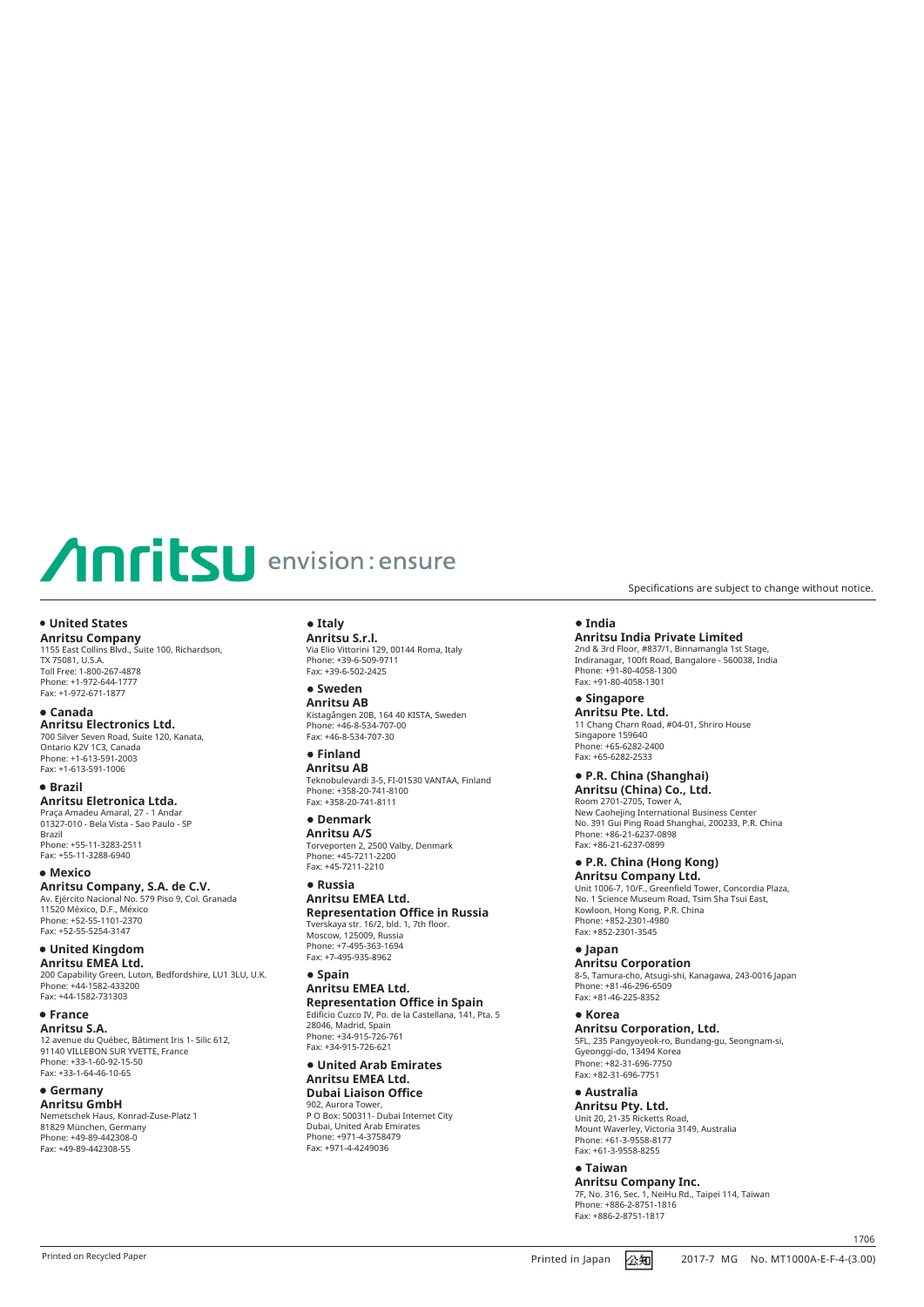Anritsu envision : ensure

Specifications are subject to change without notice.

- **United States**

**Anritsu Company**
1155 East Collins Blvd., Suite 100, Richardson, TX 75081, U.S.A.
Toll Free: 1-800-267-4878
Phone: +1-972-644-1777
Fax: +1-972-671-1877

- **Canada**

**Anritsu Electronics Ltd.**
700 Silver Seven Road, Suite 120, Kanata, Ontario K2V 1C3, Canada
Phone: +1-613-591-2003
Fax: +1-613-591-1006

- **Brazil**

**Anritsu Eletronica Ltda.**
Praça Amadeu Amaral, 27 - 1 Andar
01327-010 - Bela Vista - Sao Paulo - SP
Brazil
Phone: +55-11-3283-2511
Fax: +55-11-3288-6940

- **Mexico**

**Anritsu Company, S.A. de C.V.**
Av. Ejército Nacional No. 579 Piso 9, Col. Granada
11520 México, D.F., México
Phone: +52-55-1101-2370
Fax: +52-55-5254-3147

- **United Kingdom**

**Anritsu EMEA Ltd.**
200 Capability Green, Luton, Bedfordshire, LU1 3LU, U.K.
Phone: +44-1582-433200
Fax: +44-1582-731303

- **France**

**Anritsu S.A.**
12 avenue du Québec, Bâtiment Iris 1- Silic 612,
91140 VILLEBON SUR YVETTE, France
Phone: +33-1-60-92-15-50
Fax: +33-1-64-46-10-65

- **Germany**

**Anritsu GmbH**
Nemetschek Haus, Konrad-Zuse-Platz 1
81829 München, Germany
Phone: +49-89-442308-0
Fax: +49-89-442308-55

- **Italy**

**Anritsu S.r.l.**
Via Elio Vittorini 129, 00144 Roma, Italy
Phone: +39-6-509-9711
Fax: +39-6-502-2425

- **Sweden**

**Anritsu AB**
Kistagången 20B, 164 40 KISTA, Sweden
Phone: +46-8-534-707-00
Fax: +46-8-534-707-30

- **Finland**

**Anritsu AB**
Teknobulevardi 3-5, FI-01530 VANTAA, Finland
Phone: +358-20-741-8100
Fax: +358-20-741-8111

- **Denmark**

**Anritsu A/S**
Torveporten 2, 2500 Valby, Denmark
Phone: +45-7211-2200
Fax: +45-7211-2210

- **Russia**

**Anritsu EMEA Ltd.**
**Representation Office in Russia**
Tverskaya str. 16/2, bld. 1, 7th floor.
Moscow, 125009, Russia
Phone: +7-495-363-1694
Fax: +7-495-935-8962

- **Spain**

**Anritsu EMEA Ltd.**
**Representation Office in Spain**
Edificio Cuzco IV, Po. de la Castellana, 141, Pta. 5
28046, Madrid, Spain
Phone: +34-915-726-761
Fax: +34-915-726-621

- **United Arab Emirates**

**Anritsu EMEA Ltd.**
**Dubai Liaison Office**
902, Aurora Tower,
P O Box: 500311- Dubai Internet City
Dubai, United Arab Emirates
Phone: +971-4-3758479
Fax: +971-4-4249036

- **India**

**Anritsu India Private Limited**
2nd & 3rd Floor, #837/1, Binnamangla 1st Stage, Indiranagar, 100ft Road, Bangalore - 560038, India
Phone: +91-80-4058-1300
Fax: +91-80-4058-1301

- **Singapore**

**Anritsu Pte. Ltd.**
11 Chang Charn Road, #04-01, Shriro House
Singapore 159640
Phone: +65-6282-2400
Fax: +65-6282-2533

- **P.R. China (Shanghai)**

**Anritsu (China) Co., Ltd.**
Room 2701-2705, Tower A,
New Caohejing International Business Center
No. 391 Gui Ping Road Shanghai, 200233, P.R. China
Phone: +86-21-6237-0898
Fax: +86-21-6237-0899

- **P.R. China (Hong Kong)**

**Anritsu Company Ltd.**
Unit 1006-7, 10/F., Greenfield Tower, Concordia Plaza,
No. 1 Science Museum Road, Tsim Sha Tsui East,
Kowloon, Hong Kong, P.R. China
Phone: +852-2301-4980
Fax: +852-2301-3545

- **Japan**

**Anritsu Corporation**
8-5, Tamura-cho, Atsugi-shi, Kanagawa, 243-0016 Japan
Phone: +81-46-296-6509
Fax: +81-46-225-8352

- **Korea**

**Anritsu Corporation, Ltd.**
5FL, 235 Pangyoyeok-ro, Bundang-gu, Seongnam-si, Gyeonggi-do, 13494 Korea
Phone: +82-31-696-7750
Fax: +82-31-696-7751

- **Australia**

**Anritsu Pty. Ltd.**
Unit 20, 21-35 Ricketts Road,
Mount Waverley, Victoria 3149, Australia
Phone: +61-3-9558-8177
Fax: +61-3-9558-8255

- **Taiwan**

**Anritsu Company Inc.**
7F, No. 316, Sec. 1, NeiHu Rd., Taipei 114, Taiwan
Phone: +886-2-8751-1816
Fax: +886-2-8751-1817

1706

Printed on Recycled Paper

Printed in Japan 公知 2017-7 MG No. MT1000A-E-F-4-(3.00)